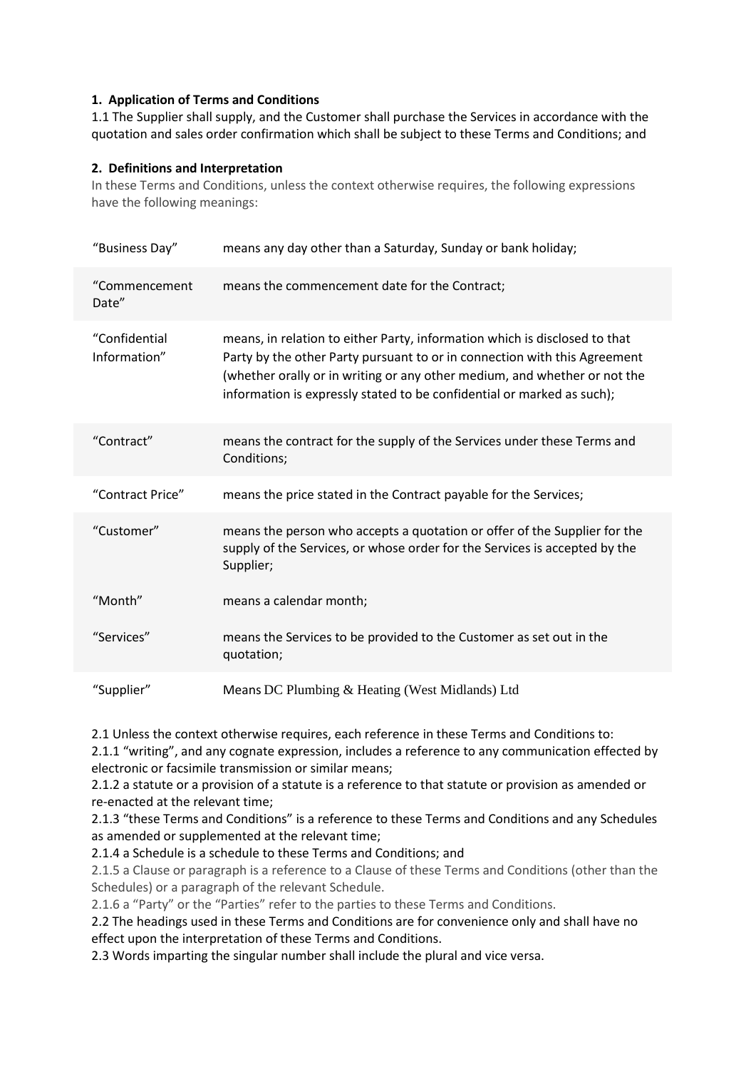## 1. Application of Terms and Conditions

1.1 The Supplier shall supply, and the Customer shall purchase the Services in accordance with the quotation and sales order confirmation which shall be subject to these Terms and Conditions; and

## 2. Definitions and Interpretation

In these Terms and Conditions, unless the context otherwise requires, the following expressions have the following meanings:

| Term | Meaning |
|---|---|
| "Business Day" | means any day other than a Saturday, Sunday or bank holiday; |
| "Commencement Date" | means the commencement date for the Contract; |
| "Confidential Information" | means, in relation to either Party, information which is disclosed to that Party by the other Party pursuant to or in connection with this Agreement (whether orally or in writing or any other medium, and whether or not the information is expressly stated to be confidential or marked as such); |
| "Contract" | means the contract for the supply of the Services under these Terms and Conditions; |
| "Contract Price" | means the price stated in the Contract payable for the Services; |
| "Customer" | means the person who accepts a quotation or offer of the Supplier for the supply of the Services, or whose order for the Services is accepted by the Supplier; |
| "Month" | means a calendar month; |
| "Services" | means the Services to be provided to the Customer as set out in the quotation; |
| "Supplier" | Means DC Plumbing & Heating (West Midlands) Ltd |

2.1 Unless the context otherwise requires, each reference in these Terms and Conditions to:

2.1.1 "writing", and any cognate expression, includes a reference to any communication effected by electronic or facsimile transmission or similar means;

2.1.2 a statute or a provision of a statute is a reference to that statute or provision as amended or re-enacted at the relevant time;

2.1.3 "these Terms and Conditions" is a reference to these Terms and Conditions and any Schedules as amended or supplemented at the relevant time;

2.1.4 a Schedule is a schedule to these Terms and Conditions; and

2.1.5 a Clause or paragraph is a reference to a Clause of these Terms and Conditions (other than the Schedules) or a paragraph of the relevant Schedule.

2.1.6 a "Party" or the "Parties" refer to the parties to these Terms and Conditions.

2.2 The headings used in these Terms and Conditions are for convenience only and shall have no effect upon the interpretation of these Terms and Conditions.

2.3 Words imparting the singular number shall include the plural and vice versa.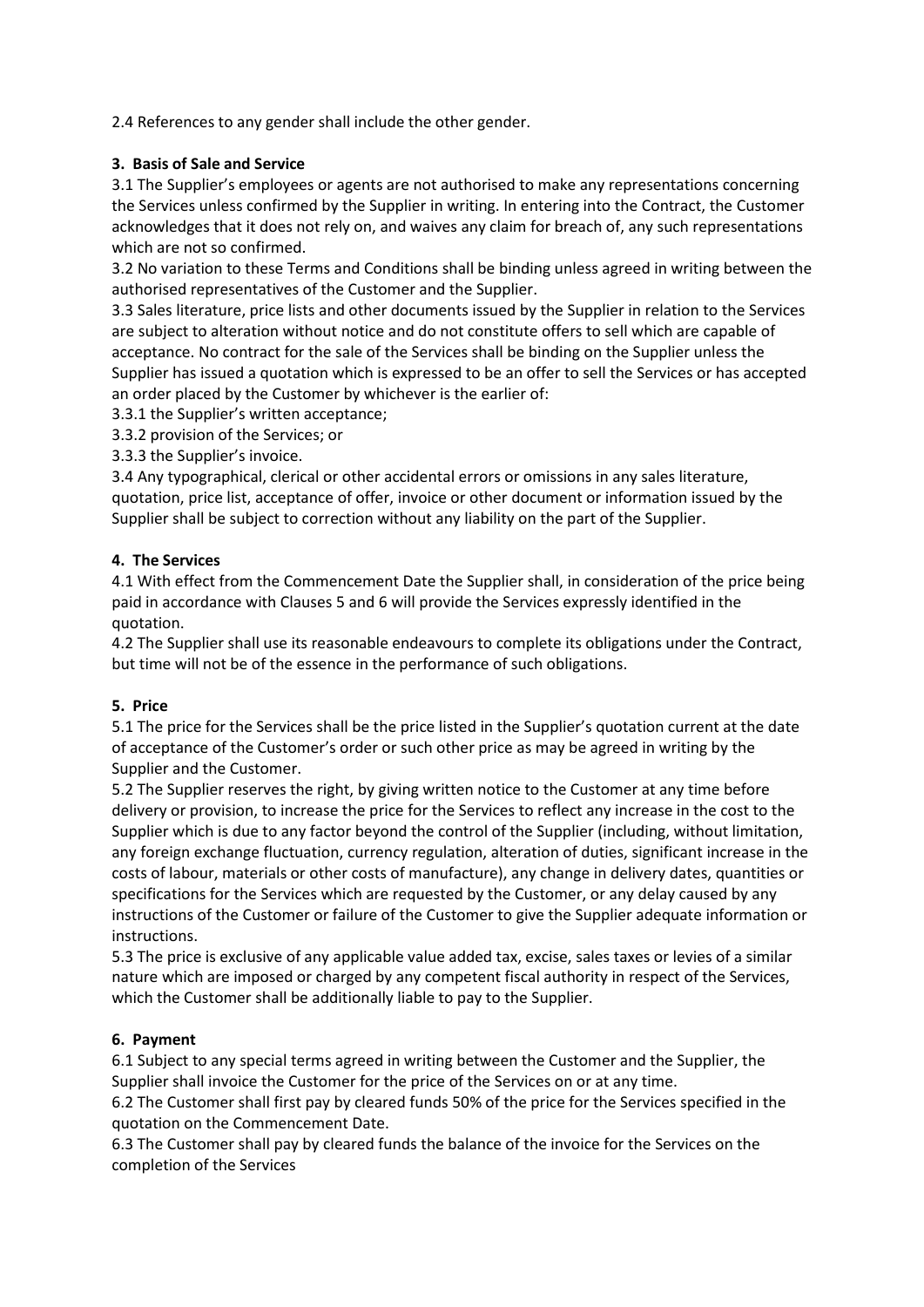2.4 References to any gender shall include the other gender.

**3. Basis of Sale and Service**

3.1 The Supplier's employees or agents are not authorised to make any representations concerning the Services unless confirmed by the Supplier in writing. In entering into the Contract, the Customer acknowledges that it does not rely on, and waives any claim for breach of, any such representations which are not so confirmed.

3.2 No variation to these Terms and Conditions shall be binding unless agreed in writing between the authorised representatives of the Customer and the Supplier.

3.3 Sales literature, price lists and other documents issued by the Supplier in relation to the Services are subject to alteration without notice and do not constitute offers to sell which are capable of acceptance. No contract for the sale of the Services shall be binding on the Supplier unless the Supplier has issued a quotation which is expressed to be an offer to sell the Services or has accepted an order placed by the Customer by whichever is the earlier of:

3.3.1 the Supplier's written acceptance;

3.3.2 provision of the Services; or

3.3.3 the Supplier's invoice.

3.4 Any typographical, clerical or other accidental errors or omissions in any sales literature, quotation, price list, acceptance of offer, invoice or other document or information issued by the Supplier shall be subject to correction without any liability on the part of the Supplier.

**4. The Services**

4.1 With effect from the Commencement Date the Supplier shall, in consideration of the price being paid in accordance with Clauses 5 and 6 will provide the Services expressly identified in the quotation.

4.2 The Supplier shall use its reasonable endeavours to complete its obligations under the Contract, but time will not be of the essence in the performance of such obligations.

**5. Price**

5.1 The price for the Services shall be the price listed in the Supplier's quotation current at the date of acceptance of the Customer's order or such other price as may be agreed in writing by the Supplier and the Customer.

5.2 The Supplier reserves the right, by giving written notice to the Customer at any time before delivery or provision, to increase the price for the Services to reflect any increase in the cost to the Supplier which is due to any factor beyond the control of the Supplier (including, without limitation, any foreign exchange fluctuation, currency regulation, alteration of duties, significant increase in the costs of labour, materials or other costs of manufacture), any change in delivery dates, quantities or specifications for the Services which are requested by the Customer, or any delay caused by any instructions of the Customer or failure of the Customer to give the Supplier adequate information or instructions.

5.3 The price is exclusive of any applicable value added tax, excise, sales taxes or levies of a similar nature which are imposed or charged by any competent fiscal authority in respect of the Services, which the Customer shall be additionally liable to pay to the Supplier.

**6. Payment**

6.1 Subject to any special terms agreed in writing between the Customer and the Supplier, the Supplier shall invoice the Customer for the price of the Services on or at any time.

6.2 The Customer shall first pay by cleared funds 50% of the price for the Services specified in the quotation on the Commencement Date.

6.3 The Customer shall pay by cleared funds the balance of the invoice for the Services on the completion of the Services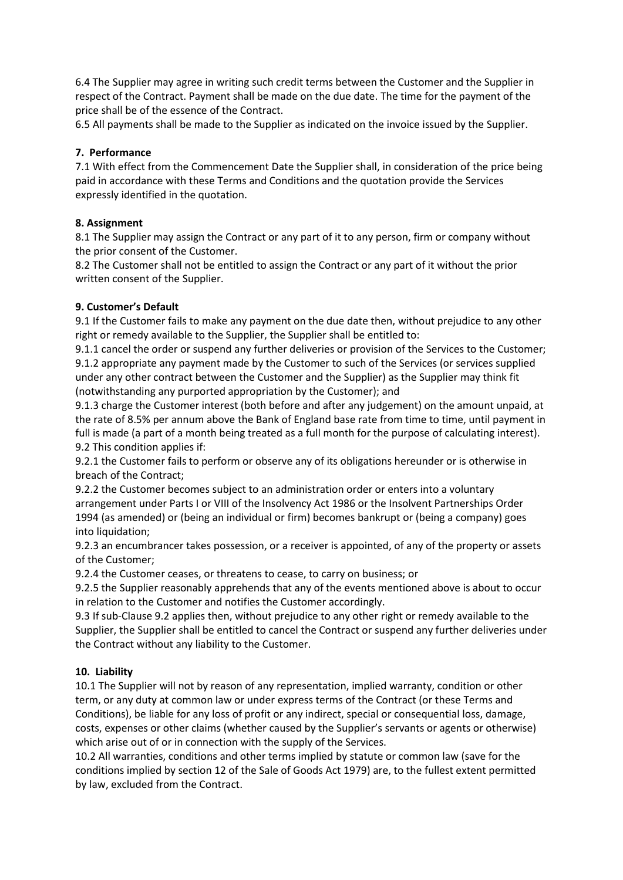6.4 The Supplier may agree in writing such credit terms between the Customer and the Supplier in respect of the Contract. Payment shall be made on the due date. The time for the payment of the price shall be of the essence of the Contract.

6.5 All payments shall be made to the Supplier as indicated on the invoice issued by the Supplier.

### 7. Performance

7.1 With effect from the Commencement Date the Supplier shall, in consideration of the price being paid in accordance with these Terms and Conditions and the quotation provide the Services expressly identified in the quotation.

### 8. Assignment

8.1 The Supplier may assign the Contract or any part of it to any person, firm or company without the prior consent of the Customer.

8.2 The Customer shall not be entitled to assign the Contract or any part of it without the prior written consent of the Supplier.

### 9. Customer's Default

9.1 If the Customer fails to make any payment on the due date then, without prejudice to any other right or remedy available to the Supplier, the Supplier shall be entitled to:

9.1.1 cancel the order or suspend any further deliveries or provision of the Services to the Customer;

9.1.2 appropriate any payment made by the Customer to such of the Services (or services supplied under any other contract between the Customer and the Supplier) as the Supplier may think fit (notwithstanding any purported appropriation by the Customer); and

9.1.3 charge the Customer interest (both before and after any judgement) on the amount unpaid, at the rate of 8.5% per annum above the Bank of England base rate from time to time, until payment in full is made (a part of a month being treated as a full month for the purpose of calculating interest).

9.2 This condition applies if:

9.2.1 the Customer fails to perform or observe any of its obligations hereunder or is otherwise in breach of the Contract;

9.2.2 the Customer becomes subject to an administration order or enters into a voluntary arrangement under Parts I or VIII of the Insolvency Act 1986 or the Insolvent Partnerships Order 1994 (as amended) or (being an individual or firm) becomes bankrupt or (being a company) goes into liquidation;

9.2.3 an encumbrancer takes possession, or a receiver is appointed, of any of the property or assets of the Customer;

9.2.4 the Customer ceases, or threatens to cease, to carry on business; or

9.2.5 the Supplier reasonably apprehends that any of the events mentioned above is about to occur in relation to the Customer and notifies the Customer accordingly.

9.3 If sub-Clause 9.2 applies then, without prejudice to any other right or remedy available to the Supplier, the Supplier shall be entitled to cancel the Contract or suspend any further deliveries under the Contract without any liability to the Customer.

### 10. Liability

10.1 The Supplier will not by reason of any representation, implied warranty, condition or other term, or any duty at common law or under express terms of the Contract (or these Terms and Conditions), be liable for any loss of profit or any indirect, special or consequential loss, damage, costs, expenses or other claims (whether caused by the Supplier's servants or agents or otherwise) which arise out of or in connection with the supply of the Services.

10.2 All warranties, conditions and other terms implied by statute or common law (save for the conditions implied by section 12 of the Sale of Goods Act 1979) are, to the fullest extent permitted by law, excluded from the Contract.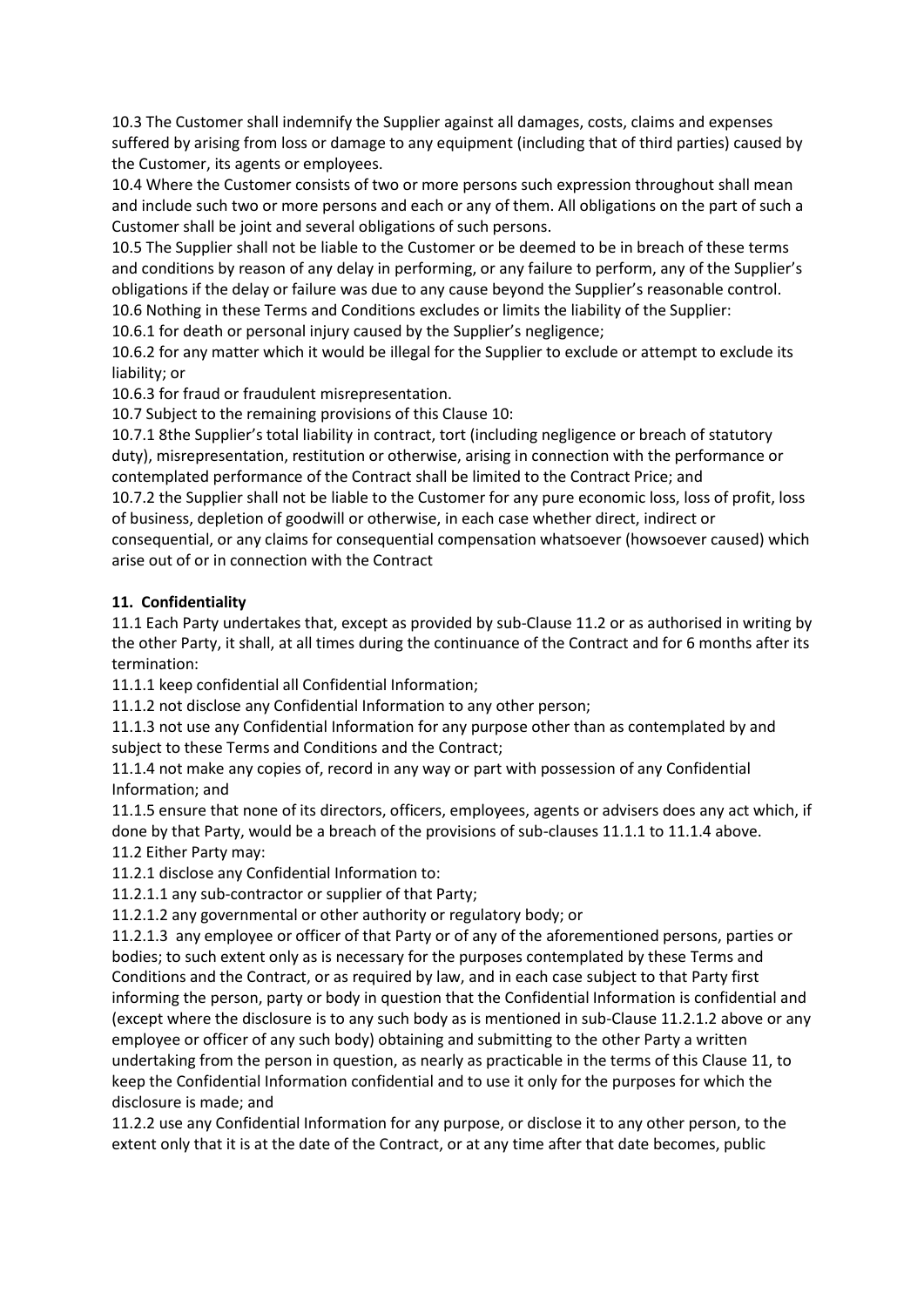10.3 The Customer shall indemnify the Supplier against all damages, costs, claims and expenses suffered by arising from loss or damage to any equipment (including that of third parties) caused by the Customer, its agents or employees.

10.4 Where the Customer consists of two or more persons such expression throughout shall mean and include such two or more persons and each or any of them. All obligations on the part of such a Customer shall be joint and several obligations of such persons.

10.5 The Supplier shall not be liable to the Customer or be deemed to be in breach of these terms and conditions by reason of any delay in performing, or any failure to perform, any of the Supplier's obligations if the delay or failure was due to any cause beyond the Supplier's reasonable control.

10.6 Nothing in these Terms and Conditions excludes or limits the liability of the Supplier:

10.6.1 for death or personal injury caused by the Supplier's negligence;

10.6.2 for any matter which it would be illegal for the Supplier to exclude or attempt to exclude its liability; or

10.6.3 for fraud or fraudulent misrepresentation.

10.7 Subject to the remaining provisions of this Clause 10:

10.7.1 8the Supplier's total liability in contract, tort (including negligence or breach of statutory duty), misrepresentation, restitution or otherwise, arising in connection with the performance or contemplated performance of the Contract shall be limited to the Contract Price; and

10.7.2 the Supplier shall not be liable to the Customer for any pure economic loss, loss of profit, loss of business, depletion of goodwill or otherwise, in each case whether direct, indirect or consequential, or any claims for consequential compensation whatsoever (howsoever caused) which arise out of or in connection with the Contract

**11. Confidentiality**

11.1 Each Party undertakes that, except as provided by sub-Clause 11.2 or as authorised in writing by the other Party, it shall, at all times during the continuance of the Contract and for 6 months after its termination:

11.1.1 keep confidential all Confidential Information;

11.1.2 not disclose any Confidential Information to any other person;

11.1.3 not use any Confidential Information for any purpose other than as contemplated by and subject to these Terms and Conditions and the Contract;

11.1.4 not make any copies of, record in any way or part with possession of any Confidential Information; and

11.1.5 ensure that none of its directors, officers, employees, agents or advisers does any act which, if done by that Party, would be a breach of the provisions of sub-clauses 11.1.1 to 11.1.4 above.

11.2 Either Party may:

11.2.1 disclose any Confidential Information to:

11.2.1.1 any sub-contractor or supplier of that Party;

11.2.1.2 any governmental or other authority or regulatory body; or

11.2.1.3 any employee or officer of that Party or of any of the aforementioned persons, parties or bodies; to such extent only as is necessary for the purposes contemplated by these Terms and Conditions and the Contract, or as required by law, and in each case subject to that Party first informing the person, party or body in question that the Confidential Information is confidential and (except where the disclosure is to any such body as is mentioned in sub-Clause 11.2.1.2 above or any employee or officer of any such body) obtaining and submitting to the other Party a written undertaking from the person in question, as nearly as practicable in the terms of this Clause 11, to keep the Confidential Information confidential and to use it only for the purposes for which the disclosure is made; and

11.2.2 use any Confidential Information for any purpose, or disclose it to any other person, to the extent only that it is at the date of the Contract, or at any time after that date becomes, public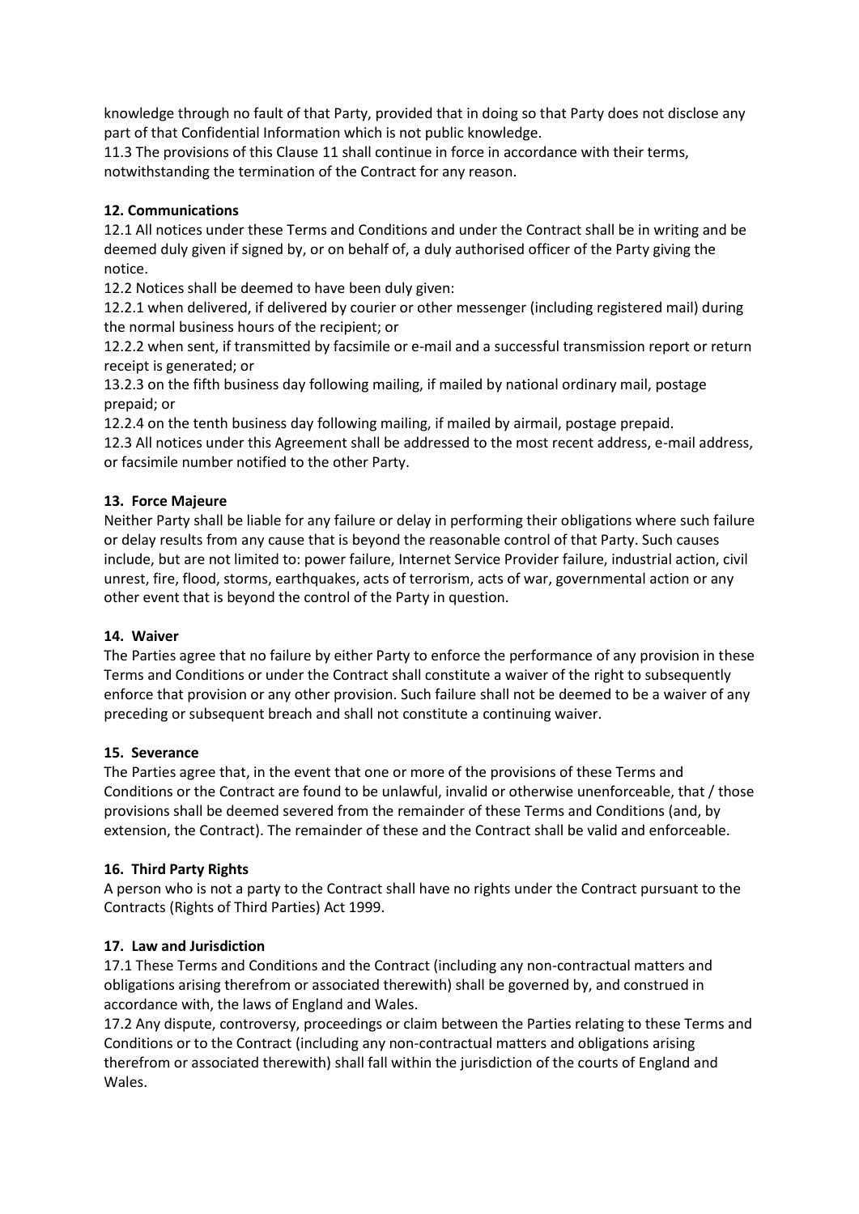knowledge through no fault of that Party, provided that in doing so that Party does not disclose any part of that Confidential Information which is not public knowledge.

11.3 The provisions of this Clause 11 shall continue in force in accordance with their terms, notwithstanding the termination of the Contract for any reason.

**12. Communications**

12.1 All notices under these Terms and Conditions and under the Contract shall be in writing and be deemed duly given if signed by, or on behalf of, a duly authorised officer of the Party giving the notice.

12.2 Notices shall be deemed to have been duly given:

12.2.1 when delivered, if delivered by courier or other messenger (including registered mail) during the normal business hours of the recipient; or

12.2.2 when sent, if transmitted by facsimile or e-mail and a successful transmission report or return receipt is generated; or

13.2.3 on the fifth business day following mailing, if mailed by national ordinary mail, postage prepaid; or

12.2.4 on the tenth business day following mailing, if mailed by airmail, postage prepaid.

12.3 All notices under this Agreement shall be addressed to the most recent address, e-mail address, or facsimile number notified to the other Party.

**13. Force Majeure**

Neither Party shall be liable for any failure or delay in performing their obligations where such failure or delay results from any cause that is beyond the reasonable control of that Party. Such causes include, but are not limited to: power failure, Internet Service Provider failure, industrial action, civil unrest, fire, flood, storms, earthquakes, acts of terrorism, acts of war, governmental action or any other event that is beyond the control of the Party in question.

**14. Waiver**

The Parties agree that no failure by either Party to enforce the performance of any provision in these Terms and Conditions or under the Contract shall constitute a waiver of the right to subsequently enforce that provision or any other provision. Such failure shall not be deemed to be a waiver of any preceding or subsequent breach and shall not constitute a continuing waiver.

**15. Severance**

The Parties agree that, in the event that one or more of the provisions of these Terms and Conditions or the Contract are found to be unlawful, invalid or otherwise unenforceable, that / those provisions shall be deemed severed from the remainder of these Terms and Conditions (and, by extension, the Contract). The remainder of these and the Contract shall be valid and enforceable.

**16. Third Party Rights**

A person who is not a party to the Contract shall have no rights under the Contract pursuant to the Contracts (Rights of Third Parties) Act 1999.

**17. Law and Jurisdiction**

17.1 These Terms and Conditions and the Contract (including any non-contractual matters and obligations arising therefrom or associated therewith) shall be governed by, and construed in accordance with, the laws of England and Wales.

17.2 Any dispute, controversy, proceedings or claim between the Parties relating to these Terms and Conditions or to the Contract (including any non-contractual matters and obligations arising therefrom or associated therewith) shall fall within the jurisdiction of the courts of England and Wales.